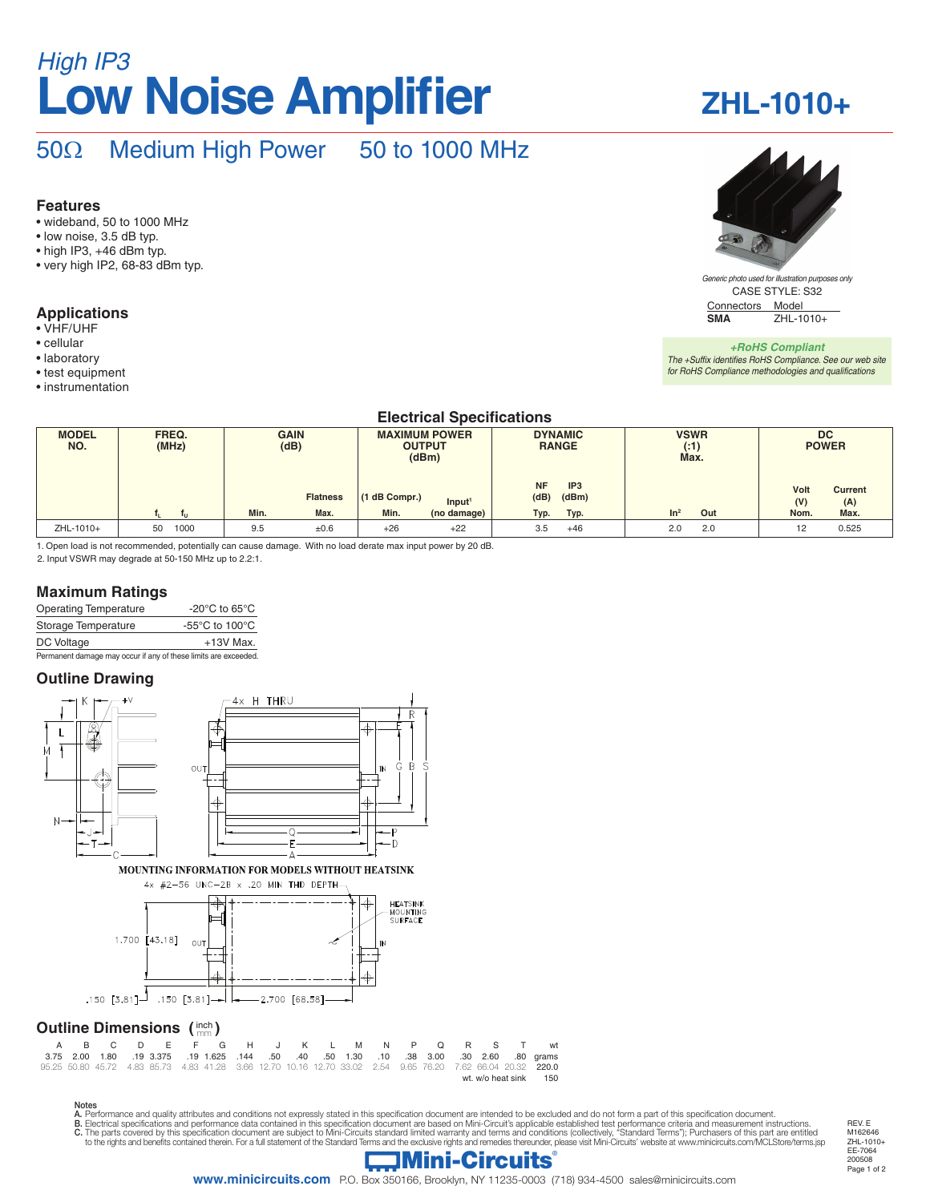*High IP3*

# Low Noise Amplifier

## ZHL-1010+

## 50Ω Medium High Power 50 to 1000 MHz

### Features

- wideband, 50 to 1000 MHz
- low noise, 3.5 dB typ.
- high IP3, +46 dBm typ.
- very high IP2, 68-83 dBm typ.

### Applications

- VHF/UHF
- cellular
- laboratory
- test equipment
- instrumentation

*Generic photo used for illustration purposes only*

CASE STYLE: S32

| Connectors | Model |
|---|---|
| **SMA** | ZHL-1010+ |

***+RoHS Compliant***

*The +Suffix identifies RoHS Compliance. See our web site for RoHS Compliance methodologies and qualifications*

### Electrical Specifications

| MODEL NO. | FREQ. (MHz) | | GAIN (dB) | | MAXIMUM POWER OUTPUT (dBm) | | DYNAMIC RANGE | | VSWR (:1) Max. | | DC POWER | |
|---|---|---|---|---|---|---|---|---|---|---|---|---|
| | $f_L$ | $f_U$ | Min. | Flatness Max. | (1 dB Compr.) Min. | Input[1] (no damage) | NF (dB) Typ. | IP3 (dBm) Typ. | In[2] | Out | Volt (V) Nom. | Current (A) Max. |
| ZHL-1010+ | 50 | 1000 | 9.5 | ±0.6 | +26 | +22 | 3.5 | +46 | 2.0 | 2.0 | 12 | 0.525 |

1. Open load is not recommended, potentially can cause damage. With no load derate max input power by 20 dB.
2. Input VSWR may degrade at 50-150 MHz up to 2.2:1.

### Maximum Ratings

| | |
|---|---|
| Operating Temperature | -20°C to 65°C |
| Storage Temperature | -55°C to 100°C |
| DC Voltage | +13V Max. |

Permanent damage may occur if any of these limits are exceeded.

### Outline Drawing

MOUNTING INFORMATION FOR MODELS WITHOUT HEATSINK

4x #2-56 UNC-2B x .20 MIN THD DEPTH

HEATSINK MOUNTING SURFACE

1.700 [43.18] .150 [3.81] .150 [3.81] 2.700 [68.58]

### Outline Dimensions (inch / mm)

| A | B | C | D | E | F | G | H | J | K | L | M | N | P | Q | R | S | T | wt |
|---|---|---|---|---|---|---|---|---|---|---|---|---|---|---|---|---|---|---|
| 3.75 | 2.00 | 1.80 | .19 | 3.375 | .19 | 1.625 | .144 | .50 | .40 | .50 | 1.30 | .10 | .38 | 3.00 | .30 | 2.60 | .80 | grams |
| 95.25 | 50.80 | 45.72 | 4.83 | 85.73 | 4.83 | 41.28 | 3.66 | 12.70 | 10.16 | 12.70 | 33.02 | 2.54 | 9.65 | 76.20 | 7.62 | 66.04 | 20.32 | 220.0 |
| | | | | | | | | | | | | | | | | | wt. w/o heat sink | 150 |

Notes

A. Performance and quality attributes and conditions not expressly stated in this specification document are intended to be excluded and do not form a part of this specification document.
B. Electrical specifications and performance data contained in this specification document are based on Mini-Circuit's applicable established test performance criteria and measurement instructions.
C. The parts covered by this specification document are subject to Mini-Circuits standard limited warranty and terms and conditions (collectively, "Standard Terms"); Purchasers of this part are entitled to the rights and benefits contained therein. For a full statement of the Standard Terms and the exclusive rights and remedies thereunder, please visit Mini-Circuits' website at www.minicircuits.com/MCLStore/terms.jsp

REV. E
M162646
ZHL-1010+
EE-7064
200508

Mini-Circuits®

www.minicircuits.com P.O. Box 350166, Brooklyn, NY 11235-0003 (718) 934-4500 sales@minicircuits.com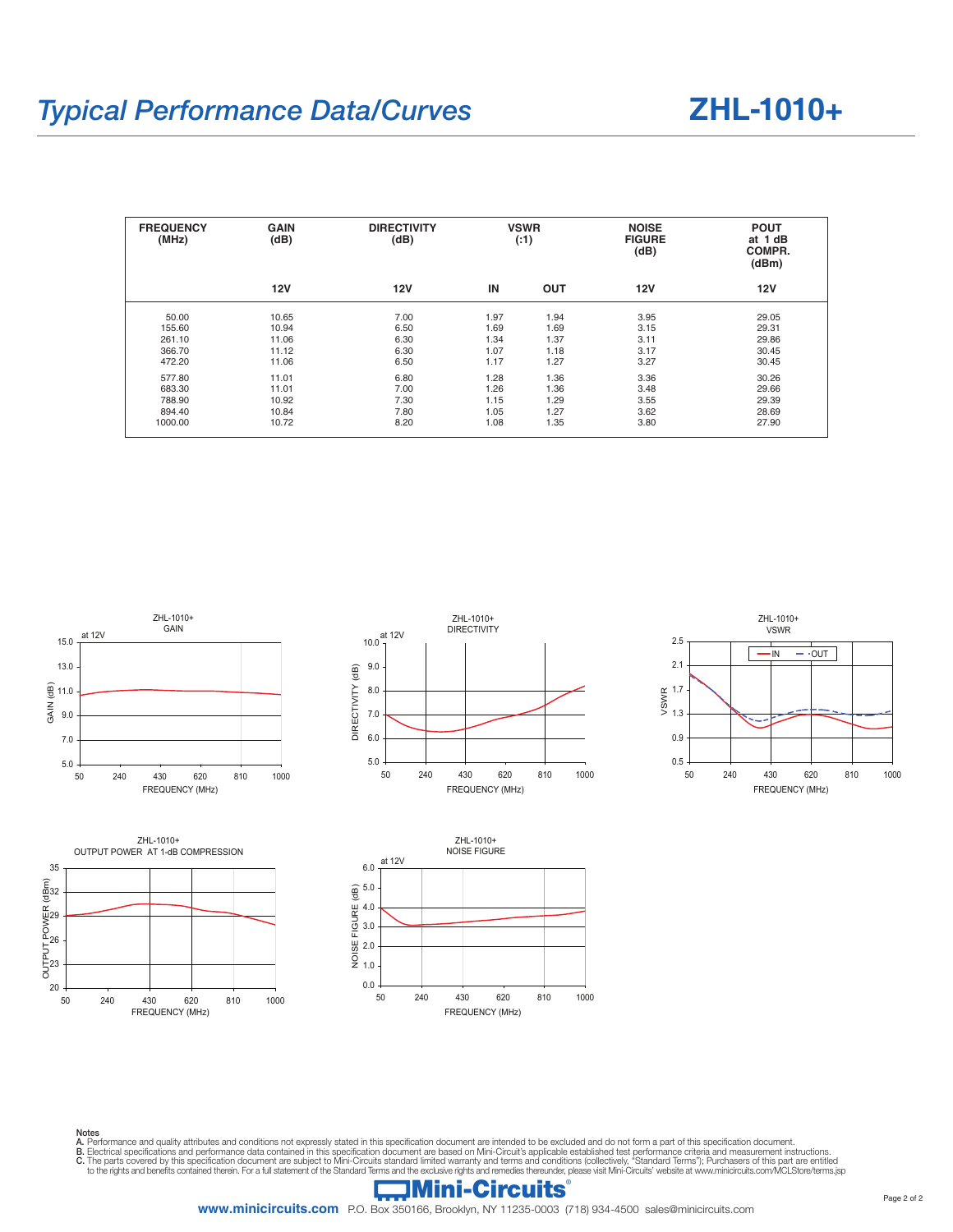# Typical Performance Data/Curves

## ZHL-1010+

| FREQUENCY (MHz) | GAIN (dB) | DIRECTIVITY (dB) | VSWR (:1) | | NOISE FIGURE (dB) | POUT at 1 dB COMPR. (dBm) |
|---|---|---|---|---|---|---|
| | 12V | 12V | IN | OUT | 12V | 12V |
| 50.00 | 10.65 | 7.00 | 1.97 | 1.94 | 3.95 | 29.05 |
| 155.60 | 10.94 | 6.50 | 1.69 | 1.69 | 3.15 | 29.31 |
| 261.10 | 11.06 | 6.30 | 1.34 | 1.37 | 3.11 | 29.86 |
| 366.70 | 11.12 | 6.30 | 1.07 | 1.18 | 3.17 | 30.45 |
| 472.20 | 11.06 | 6.50 | 1.17 | 1.27 | 3.27 | 30.45 |
| 577.80 | 11.01 | 6.80 | 1.28 | 1.36 | 3.36 | 30.26 |
| 683.30 | 11.01 | 7.00 | 1.26 | 1.36 | 3.48 | 29.66 |
| 788.90 | 10.92 | 7.30 | 1.15 | 1.29 | 3.55 | 29.39 |
| 894.40 | 10.84 | 7.80 | 1.05 | 1.27 | 3.62 | 28.69 |
| 1000.00 | 10.72 | 8.20 | 1.08 | 1.35 | 3.80 | 27.90 |

ZHL-1010+
GAIN
at 12V
GAIN (dB)
15.0 13.0 11.0 9.0 7.0 5.0
50 240 430 620 810 1000
FREQUENCY (MHz)

ZHL-1010+
DIRECTIVITY
at 12V
DIRECTIVITY (dB)
10.0 9.0 8.0 7.0 6.0 5.0
50 240 430 620 810 1000
FREQUENCY (MHz)

ZHL-1010+
VSWR
IN OUT
VSWR
2.5 2.1 1.7 1.3 0.9 0.5
50 240 430 620 810 1000
FREQUENCY (MHz)

ZHL-1010+
OUTPUT POWER AT 1-dB COMPRESSION
OUTPUT POWER (dBm)
35 32 29 26 23 20
50 240 430 620 810 1000
FREQUENCY (MHz)

ZHL-1010+
NOISE FIGURE
at 12V
NOISE FIGURE (dB)
6.0 5.0 4.0 3.0 2.0 1.0 0.0
50 240 430 620 810 1000
FREQUENCY (MHz)

**Notes**

**A.** Performance and quality attributes and conditions not expressly stated in this specification document are intended to be excluded and do not form a part of this specification document.
**B.** Electrical specifications and performance data contained in this specification document are based on Mini-Circuit's applicable established test performance criteria and measurement instructions.
**C.** The parts covered by this specification document are subject to Mini-Circuits standard limited warranty and terms and conditions (collectively, "Standard Terms"); Purchasers of this part are entitled to the rights and benefits contained therein. For a full statement of the Standard Terms and the exclusive rights and remedies thereunder, please visit Mini-Circuits' website at www.minicircuits.com/MCLStore/terms.jsp

Mini-Circuits®

**www.minicircuits.com** P.O. Box 350166, Brooklyn, NY 11235-0003 (718) 934-4500 sales@minicircuits.com